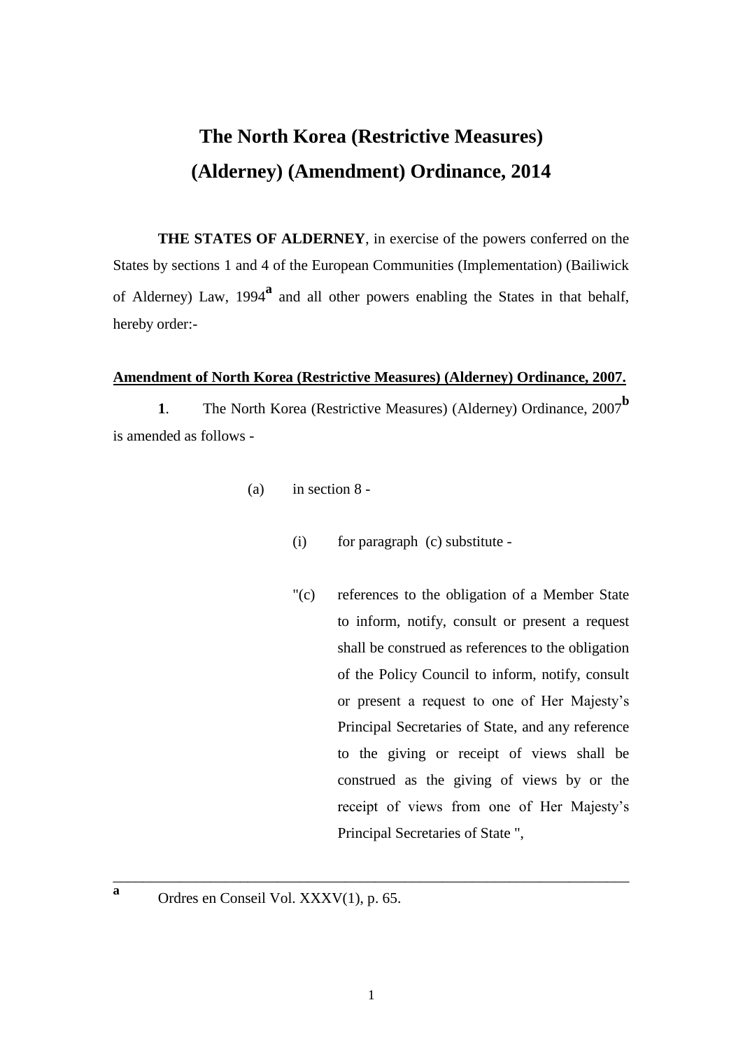# The North Korea (Restrictive Measures) (Alderney) (Amendment) Ordinance, 2014

**THE STATES OF ALDERNEY**, in exercise of the powers conferred on the States by sections 1 and 4 of the European Communities (Implementation) (Bailiwick of Alderney) Law, 1994[a] and all other powers enabling the States in that behalf, hereby order:-

**Amendment of North Korea (Restrictive Measures) (Alderney) Ordinance, 2007.**

**1**. The North Korea (Restrictive Measures) (Alderney) Ordinance, 2007[b] is amended as follows -

(a) in section 8 -

(i) for paragraph (c) substitute -

"(c) references to the obligation of a Member State to inform, notify, consult or present a request shall be construed as references to the obligation of the Policy Council to inform, notify, consult or present a request to one of Her Majesty's Principal Secretaries of State, and any reference to the giving or receipt of views shall be construed as the giving of views by or the receipt of views from one of Her Majesty's Principal Secretaries of State ",

---

[a] Ordres en Conseil Vol. XXXV(1), p. 65.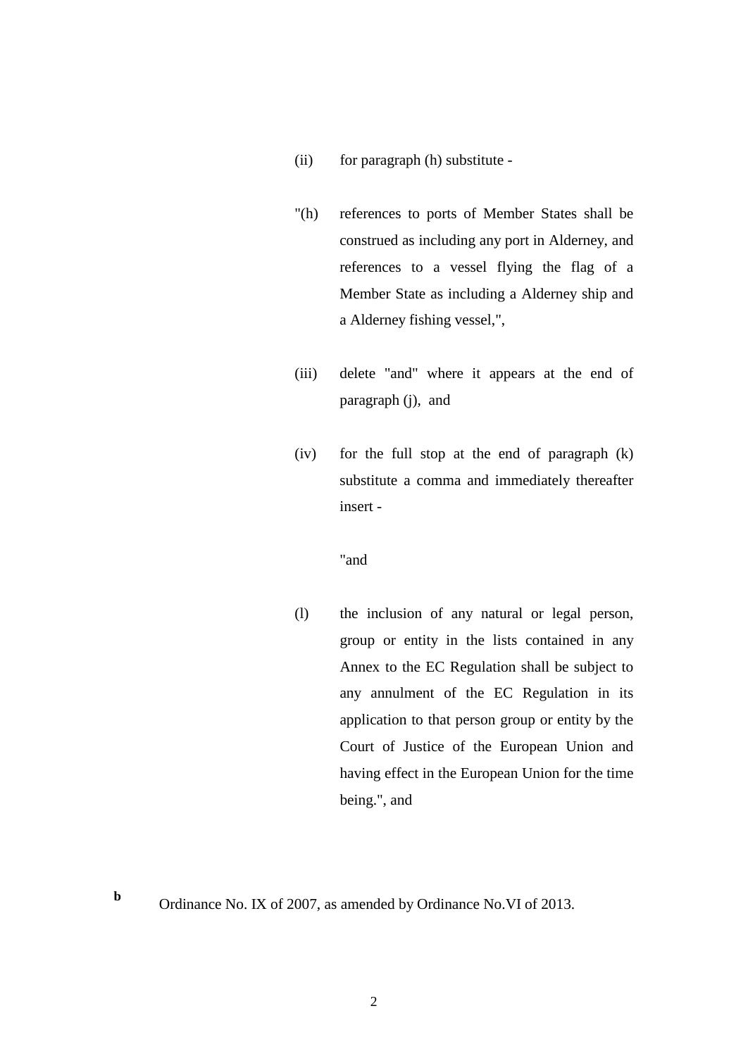(ii) for paragraph (h) substitute -

"(h) references to ports of Member States shall be construed as including any port in Alderney, and references to a vessel flying the flag of a Member State as including a Alderney ship and a Alderney fishing vessel,",

(iii) delete "and" where it appears at the end of paragraph (j), and

(iv) for the full stop at the end of paragraph (k) substitute a comma and immediately thereafter insert -

"and

(l) the inclusion of any natural or legal person, group or entity in the lists contained in any Annex to the EC Regulation shall be subject to any annulment of the EC Regulation in its application to that person group or entity by the Court of Justice of the European Union and having effect in the European Union for the time being.", and

---

[b] Ordinance No. IX of 2007, as amended by Ordinance No.VI of 2013.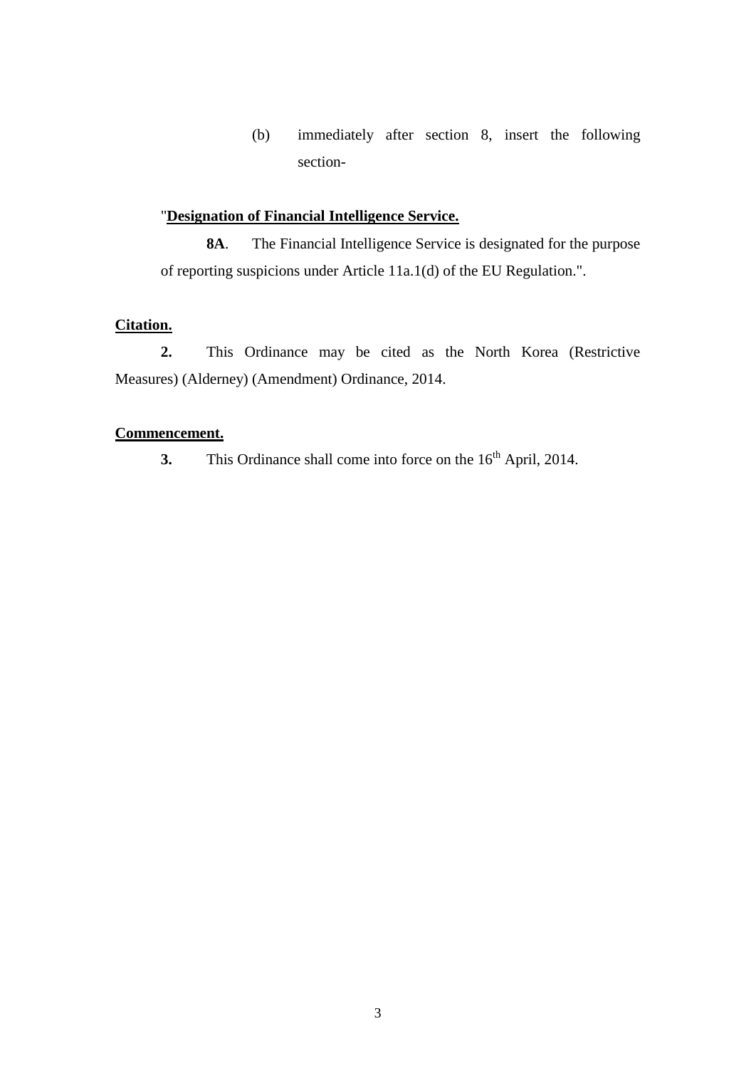(b) immediately after section 8, insert the following section-

"**Designation of Financial Intelligence Service.**

**8A**. The Financial Intelligence Service is designated for the purpose of reporting suspicions under Article 11a.1(d) of the EU Regulation.".

**Citation.**

**2.** This Ordinance may be cited as the North Korea (Restrictive Measures) (Alderney) (Amendment) Ordinance, 2014.

**Commencement.**

**3.** This Ordinance shall come into force on the 16th April, 2014.